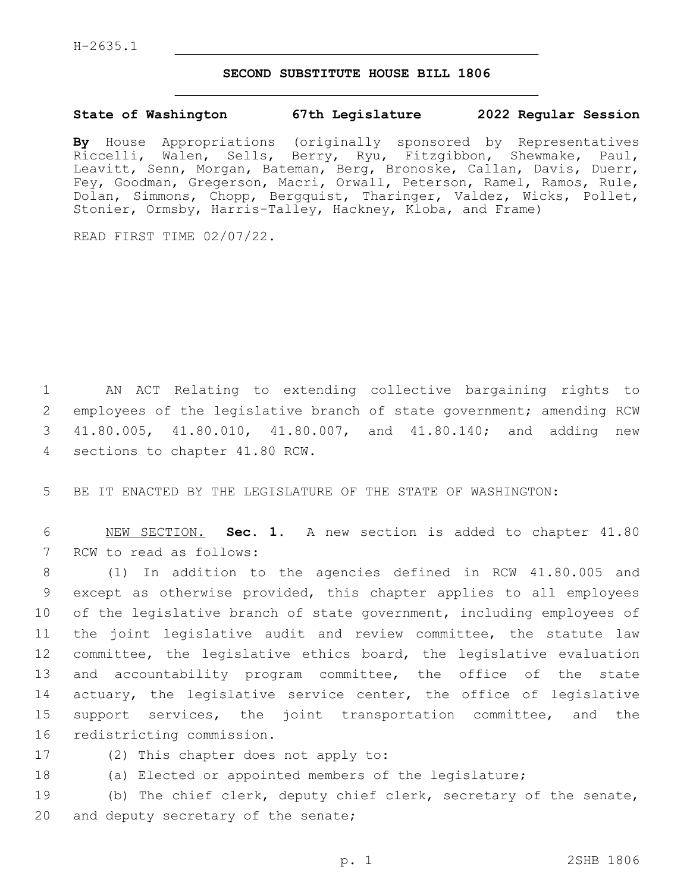H-2635.1

# SECOND SUBSTITUTE HOUSE BILL 1806

**State of Washington 67th Legislature 2022 Regular Session**

**By** House Appropriations (originally sponsored by Representatives Riccelli, Walen, Sells, Berry, Ryu, Fitzgibbon, Shewmake, Paul, Leavitt, Senn, Morgan, Bateman, Berg, Bronoske, Callan, Davis, Duerr, Fey, Goodman, Gregerson, Macri, Orwall, Peterson, Ramel, Ramos, Rule, Dolan, Simmons, Chopp, Bergquist, Tharinger, Valdez, Wicks, Pollet, Stonier, Ormsby, Harris-Talley, Hackney, Kloba, and Frame)

READ FIRST TIME 02/07/22.

1 AN ACT Relating to extending collective bargaining rights to 2 employees of the legislative branch of state government; amending RCW 3 41.80.005, 41.80.010, 41.80.007, and 41.80.140; and adding new 4 sections to chapter 41.80 RCW.

5 BE IT ENACTED BY THE LEGISLATURE OF THE STATE OF WASHINGTON:

6 NEW SECTION. **Sec. 1.** A new section is added to chapter 41.80 7 RCW to read as follows:

8 (1) In addition to the agencies defined in RCW 41.80.005 and 9 except as otherwise provided, this chapter applies to all employees 10 of the legislative branch of state government, including employees of 11 the joint legislative audit and review committee, the statute law 12 committee, the legislative ethics board, the legislative evaluation 13 and accountability program committee, the office of the state 14 actuary, the legislative service center, the office of legislative 15 support services, the joint transportation committee, and the 16 redistricting commission.

17 (2) This chapter does not apply to:

18 (a) Elected or appointed members of the legislature;

19 (b) The chief clerk, deputy chief clerk, secretary of the senate, 20 and deputy secretary of the senate;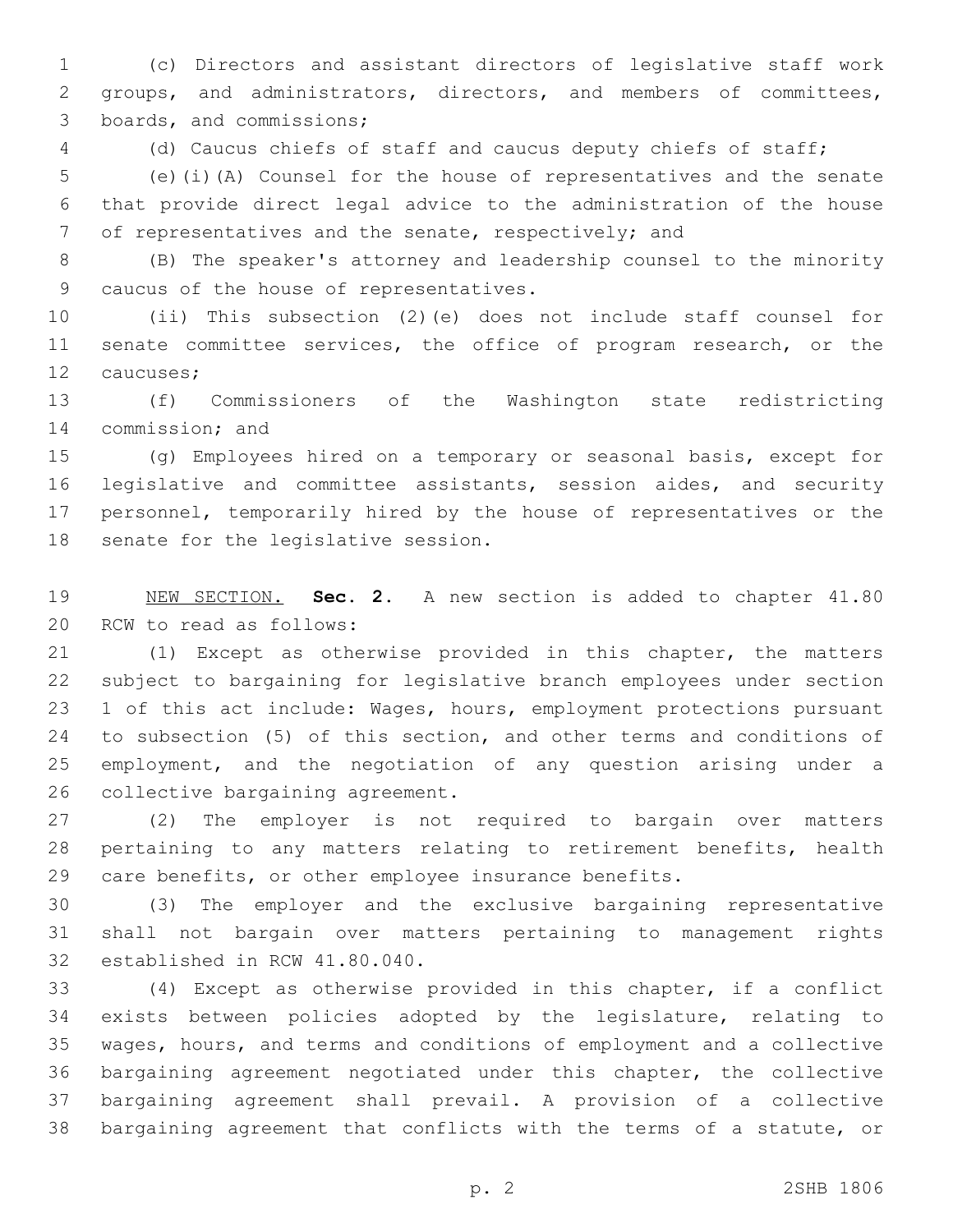(c) Directors and assistant directors of legislative staff work groups, and administrators, directors, and members of committees, boards, and commissions;

(d) Caucus chiefs of staff and caucus deputy chiefs of staff;

(e)(i)(A) Counsel for the house of representatives and the senate that provide direct legal advice to the administration of the house of representatives and the senate, respectively; and

(B) The speaker's attorney and leadership counsel to the minority caucus of the house of representatives.

(ii) This subsection (2)(e) does not include staff counsel for senate committee services, the office of program research, or the caucuses;

(f) Commissioners of the Washington state redistricting commission; and

(g) Employees hired on a temporary or seasonal basis, except for legislative and committee assistants, session aides, and security personnel, temporarily hired by the house of representatives or the senate for the legislative session.

NEW SECTION. **Sec. 2.** A new section is added to chapter 41.80 RCW to read as follows:

(1) Except as otherwise provided in this chapter, the matters subject to bargaining for legislative branch employees under section 1 of this act include: Wages, hours, employment protections pursuant to subsection (5) of this section, and other terms and conditions of employment, and the negotiation of any question arising under a collective bargaining agreement.

(2) The employer is not required to bargain over matters pertaining to any matters relating to retirement benefits, health care benefits, or other employee insurance benefits.

(3) The employer and the exclusive bargaining representative shall not bargain over matters pertaining to management rights established in RCW 41.80.040.

(4) Except as otherwise provided in this chapter, if a conflict exists between policies adopted by the legislature, relating to wages, hours, and terms and conditions of employment and a collective bargaining agreement negotiated under this chapter, the collective bargaining agreement shall prevail. A provision of a collective bargaining agreement that conflicts with the terms of a statute, or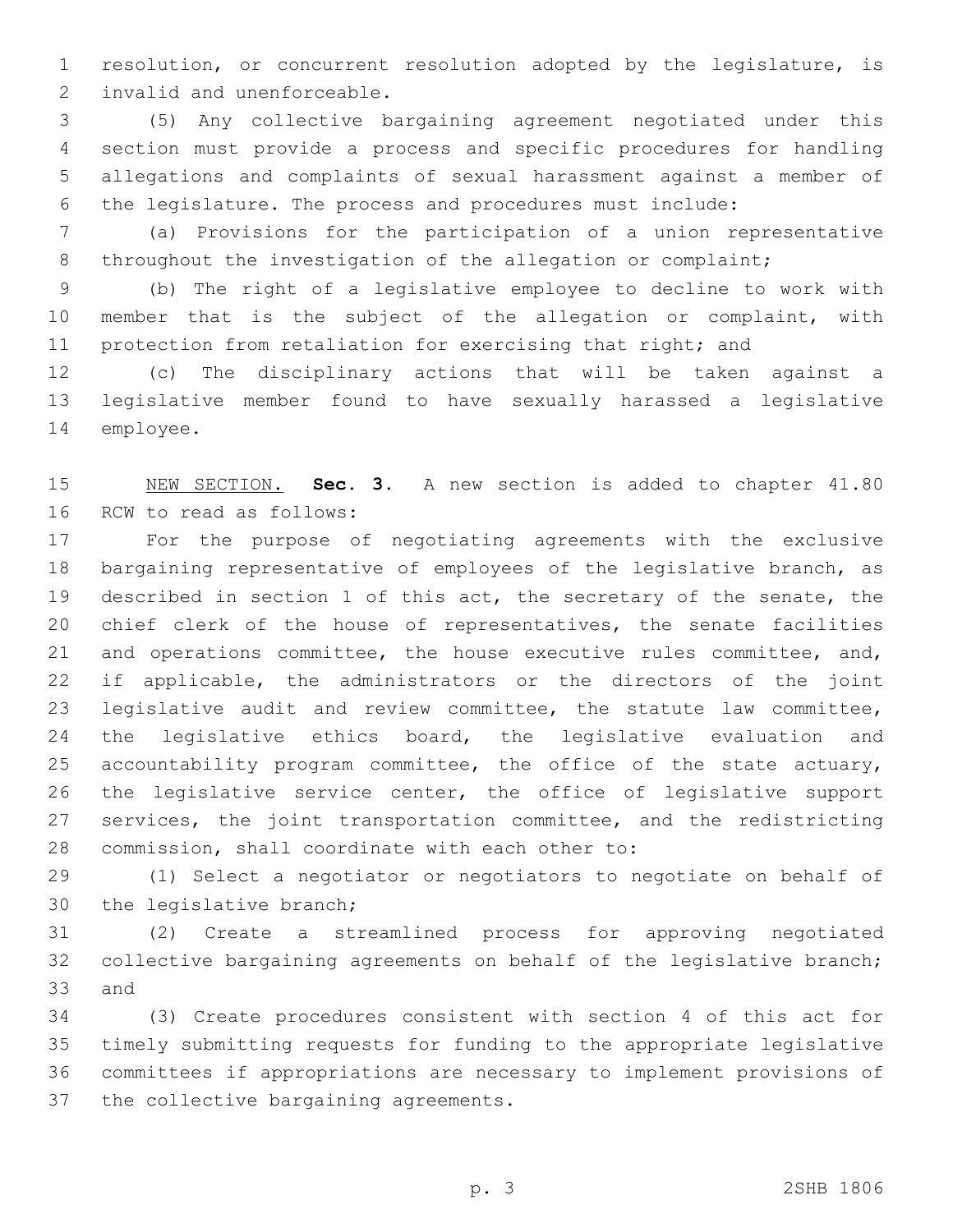resolution, or concurrent resolution adopted by the legislature, is invalid and unenforceable.

(5) Any collective bargaining agreement negotiated under this section must provide a process and specific procedures for handling allegations and complaints of sexual harassment against a member of the legislature. The process and procedures must include:

(a) Provisions for the participation of a union representative throughout the investigation of the allegation or complaint;

(b) The right of a legislative employee to decline to work with member that is the subject of the allegation or complaint, with protection from retaliation for exercising that right; and

(c) The disciplinary actions that will be taken against a legislative member found to have sexually harassed a legislative employee.

NEW SECTION. **Sec. 3.** A new section is added to chapter 41.80 RCW to read as follows:

For the purpose of negotiating agreements with the exclusive bargaining representative of employees of the legislative branch, as described in section 1 of this act, the secretary of the senate, the chief clerk of the house of representatives, the senate facilities and operations committee, the house executive rules committee, and, if applicable, the administrators or the directors of the joint legislative audit and review committee, the statute law committee, the legislative ethics board, the legislative evaluation and accountability program committee, the office of the state actuary, the legislative service center, the office of legislative support services, the joint transportation committee, and the redistricting commission, shall coordinate with each other to:

(1) Select a negotiator or negotiators to negotiate on behalf of the legislative branch;

(2) Create a streamlined process for approving negotiated collective bargaining agreements on behalf of the legislative branch; and

(3) Create procedures consistent with section 4 of this act for timely submitting requests for funding to the appropriate legislative committees if appropriations are necessary to implement provisions of the collective bargaining agreements.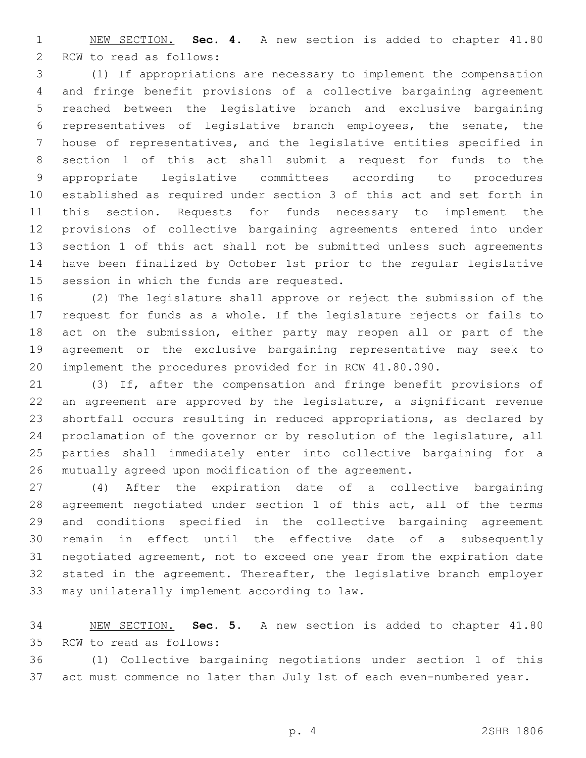NEW SECTION. **Sec. 4.** A new section is added to chapter 41.80 RCW to read as follows:

(1) If appropriations are necessary to implement the compensation and fringe benefit provisions of a collective bargaining agreement reached between the legislative branch and exclusive bargaining representatives of legislative branch employees, the senate, the house of representatives, and the legislative entities specified in section 1 of this act shall submit a request for funds to the appropriate legislative committees according to procedures established as required under section 3 of this act and set forth in this section. Requests for funds necessary to implement the provisions of collective bargaining agreements entered into under section 1 of this act shall not be submitted unless such agreements have been finalized by October 1st prior to the regular legislative session in which the funds are requested.

(2) The legislature shall approve or reject the submission of the request for funds as a whole. If the legislature rejects or fails to act on the submission, either party may reopen all or part of the agreement or the exclusive bargaining representative may seek to implement the procedures provided for in RCW 41.80.090.

(3) If, after the compensation and fringe benefit provisions of an agreement are approved by the legislature, a significant revenue shortfall occurs resulting in reduced appropriations, as declared by proclamation of the governor or by resolution of the legislature, all parties shall immediately enter into collective bargaining for a mutually agreed upon modification of the agreement.

(4) After the expiration date of a collective bargaining agreement negotiated under section 1 of this act, all of the terms and conditions specified in the collective bargaining agreement remain in effect until the effective date of a subsequently negotiated agreement, not to exceed one year from the expiration date stated in the agreement. Thereafter, the legislative branch employer may unilaterally implement according to law.

NEW SECTION. **Sec. 5.** A new section is added to chapter 41.80 RCW to read as follows:

(1) Collective bargaining negotiations under section 1 of this act must commence no later than July 1st of each even-numbered year.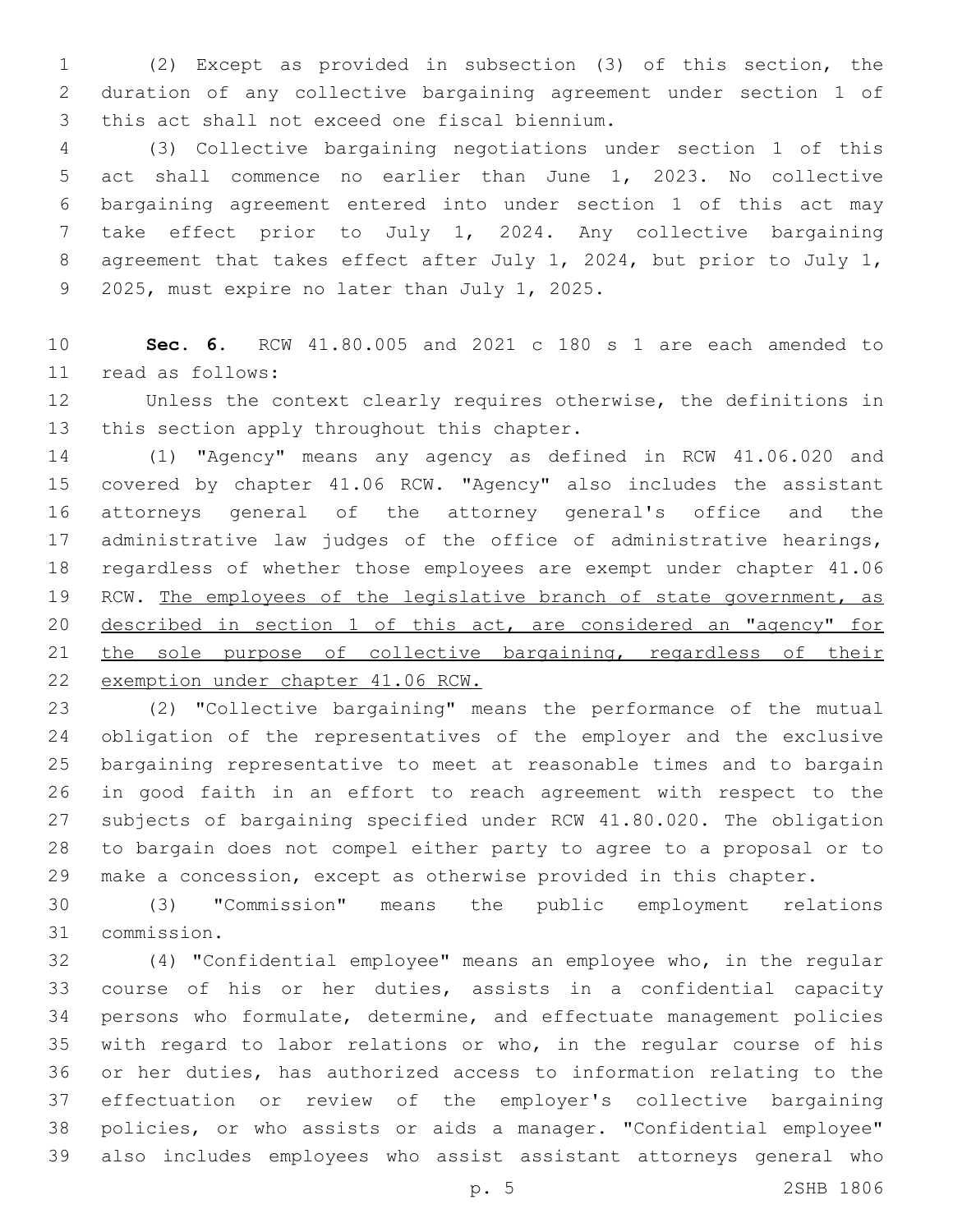(2) Except as provided in subsection (3) of this section, the duration of any collective bargaining agreement under section 1 of this act shall not exceed one fiscal biennium.

(3) Collective bargaining negotiations under section 1 of this act shall commence no earlier than June 1, 2023. No collective bargaining agreement entered into under section 1 of this act may take effect prior to July 1, 2024. Any collective bargaining agreement that takes effect after July 1, 2024, but prior to July 1, 2025, must expire no later than July 1, 2025.

**Sec. 6.** RCW 41.80.005 and 2021 c 180 s 1 are each amended to read as follows:

Unless the context clearly requires otherwise, the definitions in this section apply throughout this chapter.

(1) "Agency" means any agency as defined in RCW 41.06.020 and covered by chapter 41.06 RCW. "Agency" also includes the assistant attorneys general of the attorney general's office and the administrative law judges of the office of administrative hearings, regardless of whether those employees are exempt under chapter 41.06 RCW. <u>The employees of the legislative branch of state government, as described in section 1 of this act, are considered an "agency" for the sole purpose of collective bargaining, regardless of their exemption under chapter 41.06 RCW.</u>

(2) "Collective bargaining" means the performance of the mutual obligation of the representatives of the employer and the exclusive bargaining representative to meet at reasonable times and to bargain in good faith in an effort to reach agreement with respect to the subjects of bargaining specified under RCW 41.80.020. The obligation to bargain does not compel either party to agree to a proposal or to make a concession, except as otherwise provided in this chapter.

(3) "Commission" means the public employment relations commission.

(4) "Confidential employee" means an employee who, in the regular course of his or her duties, assists in a confidential capacity persons who formulate, determine, and effectuate management policies with regard to labor relations or who, in the regular course of his or her duties, has authorized access to information relating to the effectuation or review of the employer's collective bargaining policies, or who assists or aids a manager. "Confidential employee" also includes employees who assist assistant attorneys general who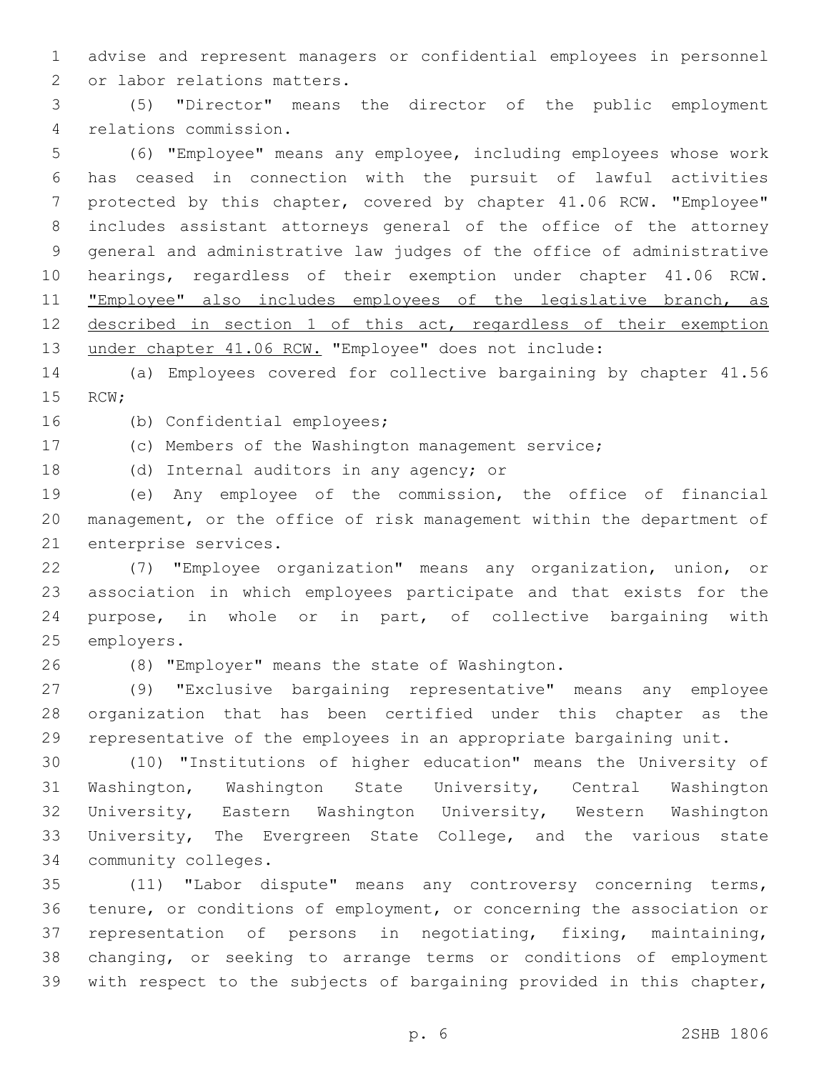advise and represent managers or confidential employees in personnel or labor relations matters.

(5) "Director" means the director of the public employment relations commission.

(6) "Employee" means any employee, including employees whose work has ceased in connection with the pursuit of lawful activities protected by this chapter, covered by chapter 41.06 RCW. "Employee" includes assistant attorneys general of the office of the attorney general and administrative law judges of the office of administrative hearings, regardless of their exemption under chapter 41.06 RCW. <u>"Employee" also includes employees of the legislative branch, as described in section 1 of this act, regardless of their exemption under chapter 41.06 RCW.</u> "Employee" does not include:

(a) Employees covered for collective bargaining by chapter 41.56 RCW;

(b) Confidential employees;

(c) Members of the Washington management service;

(d) Internal auditors in any agency; or

(e) Any employee of the commission, the office of financial management, or the office of risk management within the department of enterprise services.

(7) "Employee organization" means any organization, union, or association in which employees participate and that exists for the purpose, in whole or in part, of collective bargaining with employers.

(8) "Employer" means the state of Washington.

(9) "Exclusive bargaining representative" means any employee organization that has been certified under this chapter as the representative of the employees in an appropriate bargaining unit.

(10) "Institutions of higher education" means the University of Washington, Washington State University, Central Washington University, Eastern Washington University, Western Washington University, The Evergreen State College, and the various state community colleges.

(11) "Labor dispute" means any controversy concerning terms, tenure, or conditions of employment, or concerning the association or representation of persons in negotiating, fixing, maintaining, changing, or seeking to arrange terms or conditions of employment with respect to the subjects of bargaining provided in this chapter,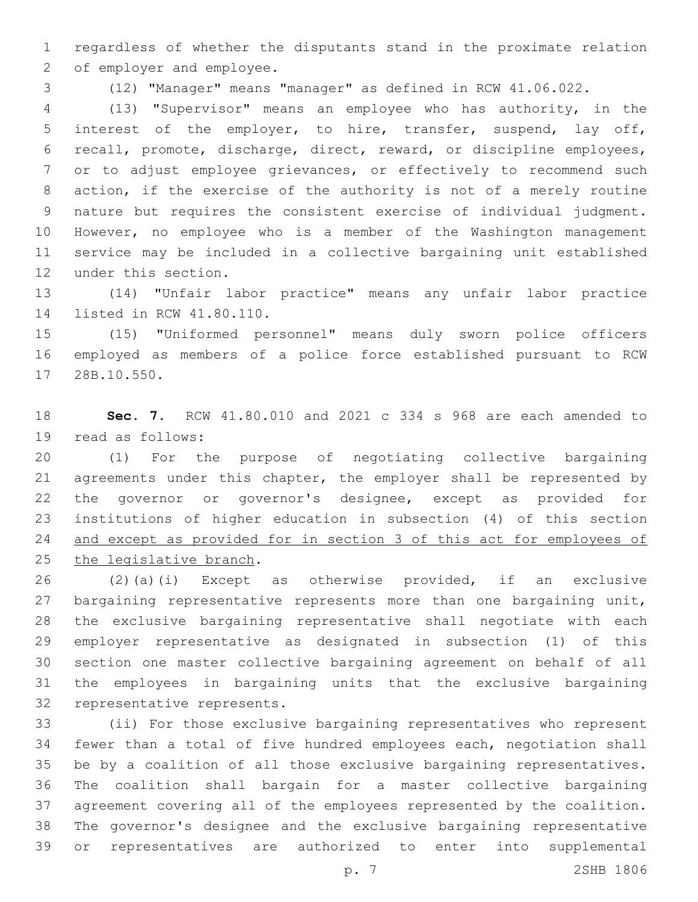regardless of whether the disputants stand in the proximate relation of employer and employee.

(12) "Manager" means "manager" as defined in RCW 41.06.022.

(13) "Supervisor" means an employee who has authority, in the interest of the employer, to hire, transfer, suspend, lay off, recall, promote, discharge, direct, reward, or discipline employees, or to adjust employee grievances, or effectively to recommend such action, if the exercise of the authority is not of a merely routine nature but requires the consistent exercise of individual judgment. However, no employee who is a member of the Washington management service may be included in a collective bargaining unit established under this section.

(14) "Unfair labor practice" means any unfair labor practice listed in RCW 41.80.110.

(15) "Uniformed personnel" means duly sworn police officers employed as members of a police force established pursuant to RCW 28B.10.550.

**Sec. 7.** RCW 41.80.010 and 2021 c 334 s 968 are each amended to read as follows:

(1) For the purpose of negotiating collective bargaining agreements under this chapter, the employer shall be represented by the governor or governor's designee, except as provided for institutions of higher education in subsection (4) of this section <u>and except as provided for in section 3 of this act for employees of the legislative branch</u>.

(2)(a)(i) Except as otherwise provided, if an exclusive bargaining representative represents more than one bargaining unit, the exclusive bargaining representative shall negotiate with each employer representative as designated in subsection (1) of this section one master collective bargaining agreement on behalf of all the employees in bargaining units that the exclusive bargaining representative represents.

(ii) For those exclusive bargaining representatives who represent fewer than a total of five hundred employees each, negotiation shall be by a coalition of all those exclusive bargaining representatives. The coalition shall bargain for a master collective bargaining agreement covering all of the employees represented by the coalition. The governor's designee and the exclusive bargaining representative or representatives are authorized to enter into supplemental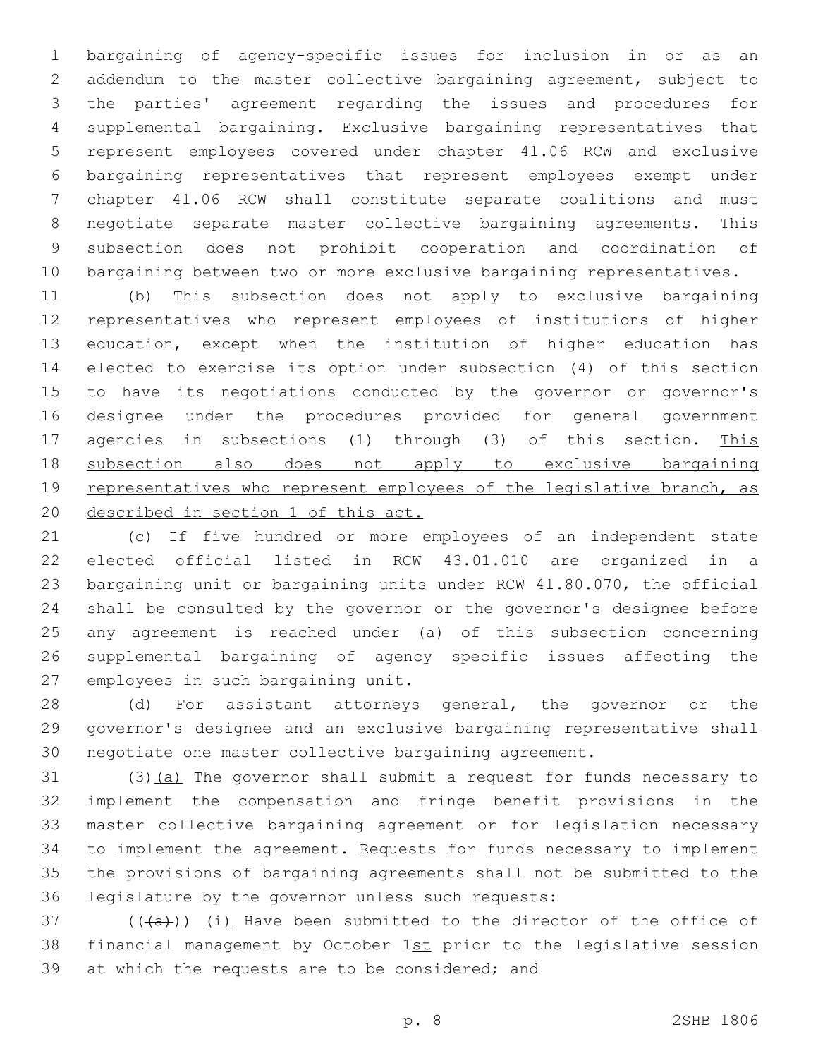bargaining of agency-specific issues for inclusion in or as an addendum to the master collective bargaining agreement, subject to the parties' agreement regarding the issues and procedures for supplemental bargaining. Exclusive bargaining representatives that represent employees covered under chapter 41.06 RCW and exclusive bargaining representatives that represent employees exempt under chapter 41.06 RCW shall constitute separate coalitions and must negotiate separate master collective bargaining agreements. This subsection does not prohibit cooperation and coordination of bargaining between two or more exclusive bargaining representatives.

(b) This subsection does not apply to exclusive bargaining representatives who represent employees of institutions of higher education, except when the institution of higher education has elected to exercise its option under subsection (4) of this section to have its negotiations conducted by the governor or governor's designee under the procedures provided for general government agencies in subsections (1) through (3) of this section. <u>This subsection also does not apply to exclusive bargaining representatives who represent employees of the legislative branch, as described in section 1 of this act.</u>

(c) If five hundred or more employees of an independent state elected official listed in RCW 43.01.010 are organized in a bargaining unit or bargaining units under RCW 41.80.070, the official shall be consulted by the governor or the governor's designee before any agreement is reached under (a) of this subsection concerning supplemental bargaining of agency specific issues affecting the employees in such bargaining unit.

(d) For assistant attorneys general, the governor or the governor's designee and an exclusive bargaining representative shall negotiate one master collective bargaining agreement.

(3)<u>(a)</u> The governor shall submit a request for funds necessary to implement the compensation and fringe benefit provisions in the master collective bargaining agreement or for legislation necessary to implement the agreement. Requests for funds necessary to implement the provisions of bargaining agreements shall not be submitted to the legislature by the governor unless such requests:

((~~(a)~~)) <u>(i)</u> Have been submitted to the director of the office of financial management by October 1<u>st</u> prior to the legislative session at which the requests are to be considered; and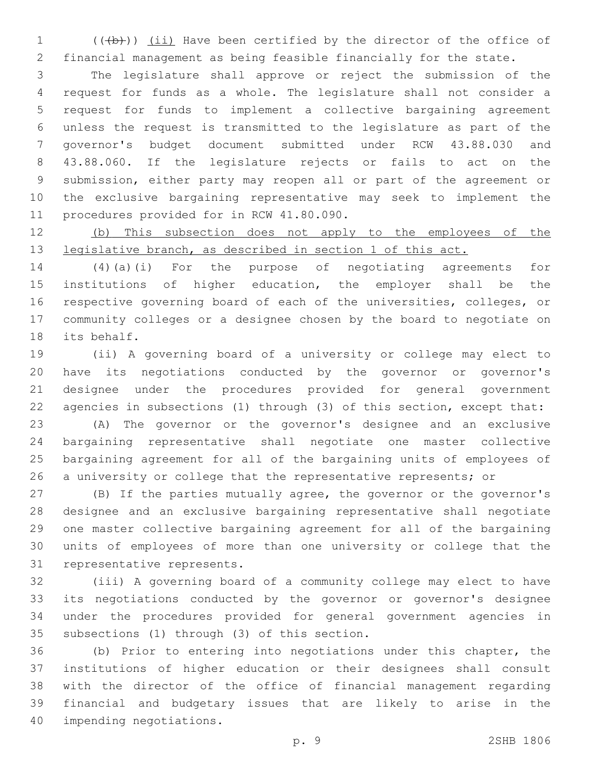((~~(b)~~)) <u>(ii)</u> Have been certified by the director of the office of financial management as being feasible financially for the state.

The legislature shall approve or reject the submission of the request for funds as a whole. The legislature shall not consider a request for funds to implement a collective bargaining agreement unless the request is transmitted to the legislature as part of the governor's budget document submitted under RCW 43.88.030 and 43.88.060. If the legislature rejects or fails to act on the submission, either party may reopen all or part of the agreement or the exclusive bargaining representative may seek to implement the procedures provided for in RCW 41.80.090.

<u>(b) This subsection does not apply to the employees of the legislative branch, as described in section 1 of this act.</u>

(4)(a)(i) For the purpose of negotiating agreements for institutions of higher education, the employer shall be the respective governing board of each of the universities, colleges, or community colleges or a designee chosen by the board to negotiate on its behalf.

(ii) A governing board of a university or college may elect to have its negotiations conducted by the governor or governor's designee under the procedures provided for general government agencies in subsections (1) through (3) of this section, except that:

(A) The governor or the governor's designee and an exclusive bargaining representative shall negotiate one master collective bargaining agreement for all of the bargaining units of employees of a university or college that the representative represents; or

(B) If the parties mutually agree, the governor or the governor's designee and an exclusive bargaining representative shall negotiate one master collective bargaining agreement for all of the bargaining units of employees of more than one university or college that the representative represents.

(iii) A governing board of a community college may elect to have its negotiations conducted by the governor or governor's designee under the procedures provided for general government agencies in subsections (1) through (3) of this section.

(b) Prior to entering into negotiations under this chapter, the institutions of higher education or their designees shall consult with the director of the office of financial management regarding financial and budgetary issues that are likely to arise in the impending negotiations.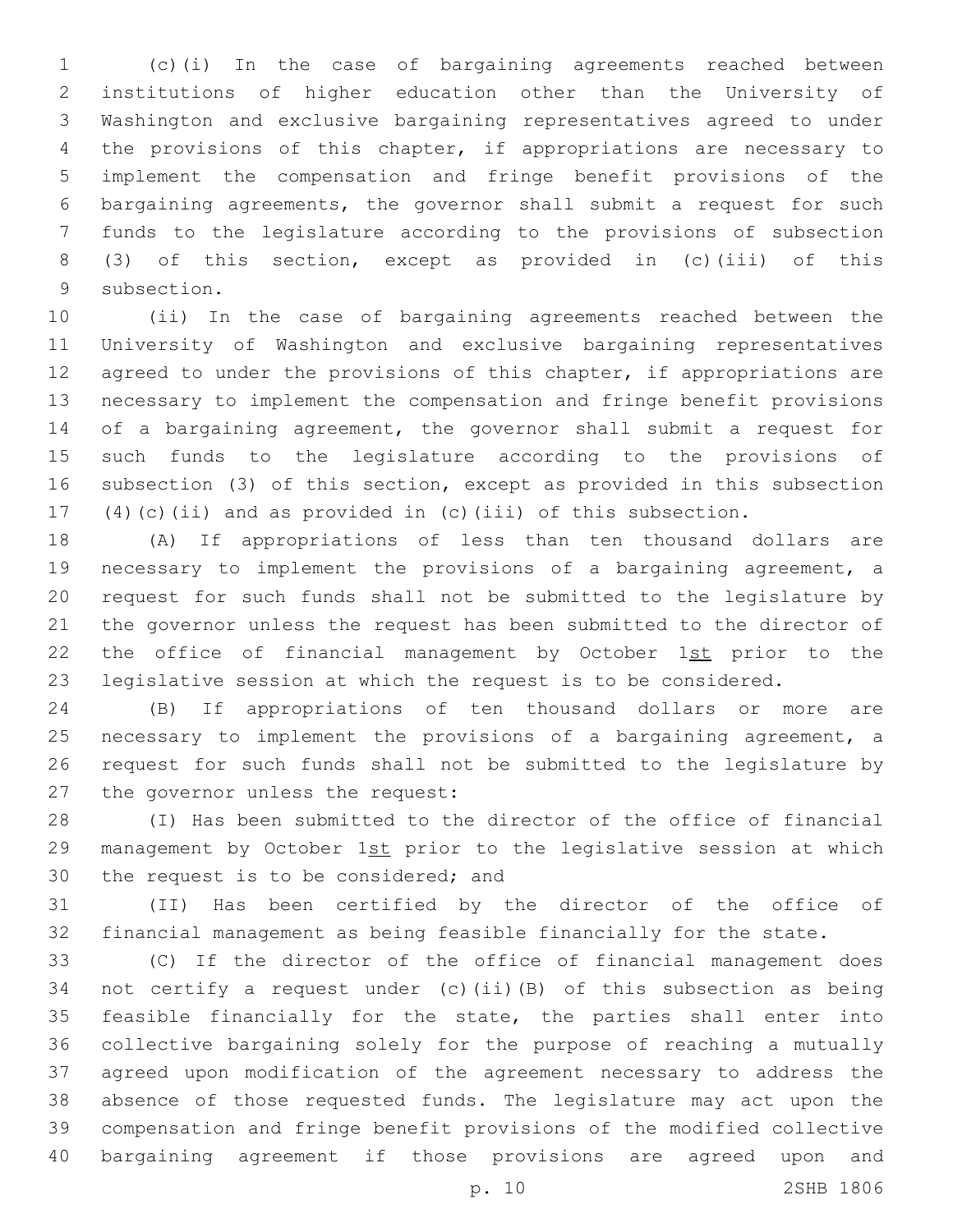(c)(i) In the case of bargaining agreements reached between institutions of higher education other than the University of Washington and exclusive bargaining representatives agreed to under the provisions of this chapter, if appropriations are necessary to implement the compensation and fringe benefit provisions of the bargaining agreements, the governor shall submit a request for such funds to the legislature according to the provisions of subsection (3) of this section, except as provided in (c)(iii) of this subsection.

(ii) In the case of bargaining agreements reached between the University of Washington and exclusive bargaining representatives agreed to under the provisions of this chapter, if appropriations are necessary to implement the compensation and fringe benefit provisions of a bargaining agreement, the governor shall submit a request for such funds to the legislature according to the provisions of subsection (3) of this section, except as provided in this subsection (4)(c)(ii) and as provided in (c)(iii) of this subsection.

(A) If appropriations of less than ten thousand dollars are necessary to implement the provisions of a bargaining agreement, a request for such funds shall not be submitted to the legislature by the governor unless the request has been submitted to the director of the office of financial management by October 1st prior to the legislative session at which the request is to be considered.

(B) If appropriations of ten thousand dollars or more are necessary to implement the provisions of a bargaining agreement, a request for such funds shall not be submitted to the legislature by the governor unless the request:

(I) Has been submitted to the director of the office of financial management by October 1st prior to the legislative session at which the request is to be considered; and

(II) Has been certified by the director of the office of financial management as being feasible financially for the state.

(C) If the director of the office of financial management does not certify a request under (c)(ii)(B) of this subsection as being feasible financially for the state, the parties shall enter into collective bargaining solely for the purpose of reaching a mutually agreed upon modification of the agreement necessary to address the absence of those requested funds. The legislature may act upon the compensation and fringe benefit provisions of the modified collective bargaining agreement if those provisions are agreed upon and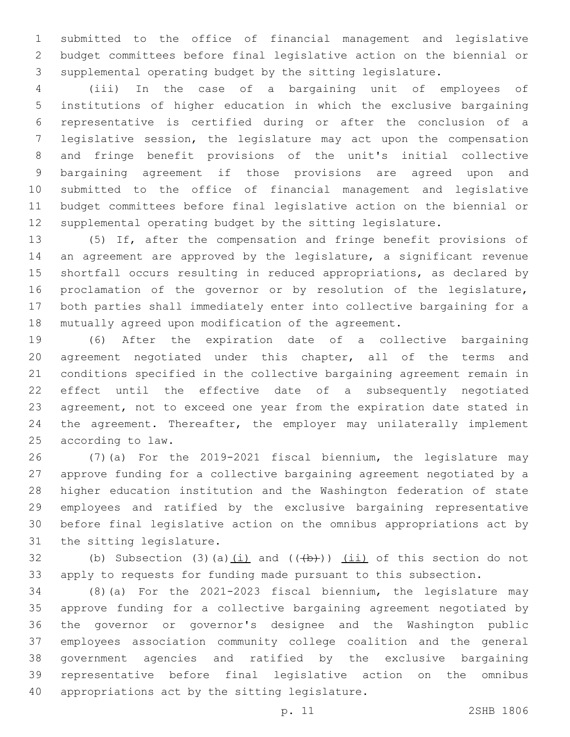submitted to the office of financial management and legislative budget committees before final legislative action on the biennial or supplemental operating budget by the sitting legislature.

(iii) In the case of a bargaining unit of employees of institutions of higher education in which the exclusive bargaining representative is certified during or after the conclusion of a legislative session, the legislature may act upon the compensation and fringe benefit provisions of the unit's initial collective bargaining agreement if those provisions are agreed upon and submitted to the office of financial management and legislative budget committees before final legislative action on the biennial or supplemental operating budget by the sitting legislature.

(5) If, after the compensation and fringe benefit provisions of an agreement are approved by the legislature, a significant revenue shortfall occurs resulting in reduced appropriations, as declared by proclamation of the governor or by resolution of the legislature, both parties shall immediately enter into collective bargaining for a mutually agreed upon modification of the agreement.

(6) After the expiration date of a collective bargaining agreement negotiated under this chapter, all of the terms and conditions specified in the collective bargaining agreement remain in effect until the effective date of a subsequently negotiated agreement, not to exceed one year from the expiration date stated in the agreement. Thereafter, the employer may unilaterally implement according to law.

(7)(a) For the 2019-2021 fiscal biennium, the legislature may approve funding for a collective bargaining agreement negotiated by a higher education institution and the Washington federation of state employees and ratified by the exclusive bargaining representative before final legislative action on the omnibus appropriations act by the sitting legislature.

(b) Subsection (3)(a)(i) and ((~~(b)~~)) (ii) of this section do not apply to requests for funding made pursuant to this subsection.

(8)(a) For the 2021-2023 fiscal biennium, the legislature may approve funding for a collective bargaining agreement negotiated by the governor or governor's designee and the Washington public employees association community college coalition and the general government agencies and ratified by the exclusive bargaining representative before final legislative action on the omnibus appropriations act by the sitting legislature.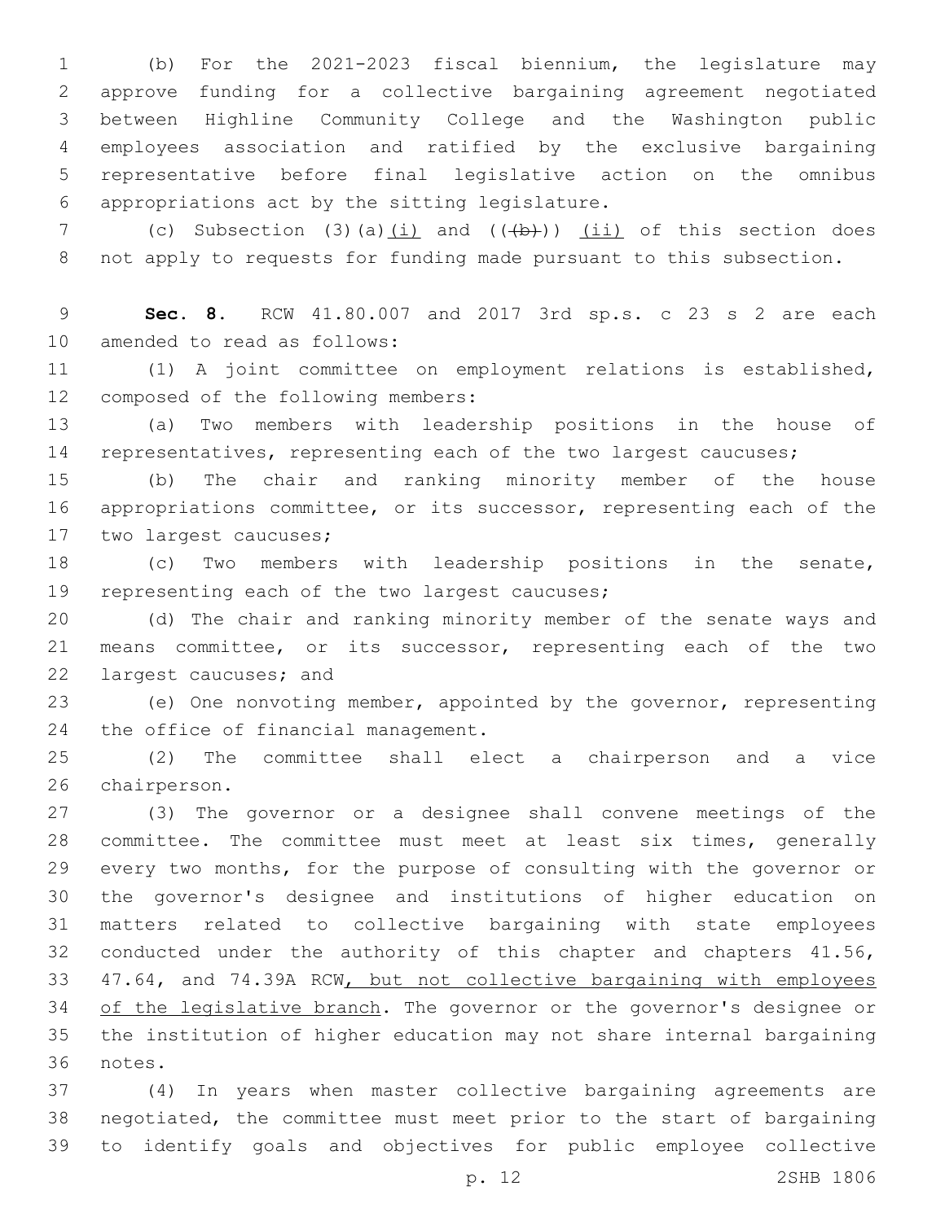(b) For the 2021-2023 fiscal biennium, the legislature may approve funding for a collective bargaining agreement negotiated between Highline Community College and the Washington public employees association and ratified by the exclusive bargaining representative before final legislative action on the omnibus appropriations act by the sitting legislature.

(c) Subsection (3)(a)<u>(i)</u> and ((~~(b)~~)) <u>(ii)</u> of this section does not apply to requests for funding made pursuant to this subsection.

**Sec. 8.** RCW 41.80.007 and 2017 3rd sp.s. c 23 s 2 are each amended to read as follows:

(1) A joint committee on employment relations is established, composed of the following members:

(a) Two members with leadership positions in the house of representatives, representing each of the two largest caucuses;

(b) The chair and ranking minority member of the house appropriations committee, or its successor, representing each of the two largest caucuses;

(c) Two members with leadership positions in the senate, representing each of the two largest caucuses;

(d) The chair and ranking minority member of the senate ways and means committee, or its successor, representing each of the two largest caucuses; and

(e) One nonvoting member, appointed by the governor, representing the office of financial management.

(2) The committee shall elect a chairperson and a vice chairperson.

(3) The governor or a designee shall convene meetings of the committee. The committee must meet at least six times, generally every two months, for the purpose of consulting with the governor or the governor's designee and institutions of higher education on matters related to collective bargaining with state employees conducted under the authority of this chapter and chapters 41.56, 47.64, and 74.39A RCW<u>, but not collective bargaining with employees of the legislative branch</u>. The governor or the governor's designee or the institution of higher education may not share internal bargaining notes.

(4) In years when master collective bargaining agreements are negotiated, the committee must meet prior to the start of bargaining to identify goals and objectives for public employee collective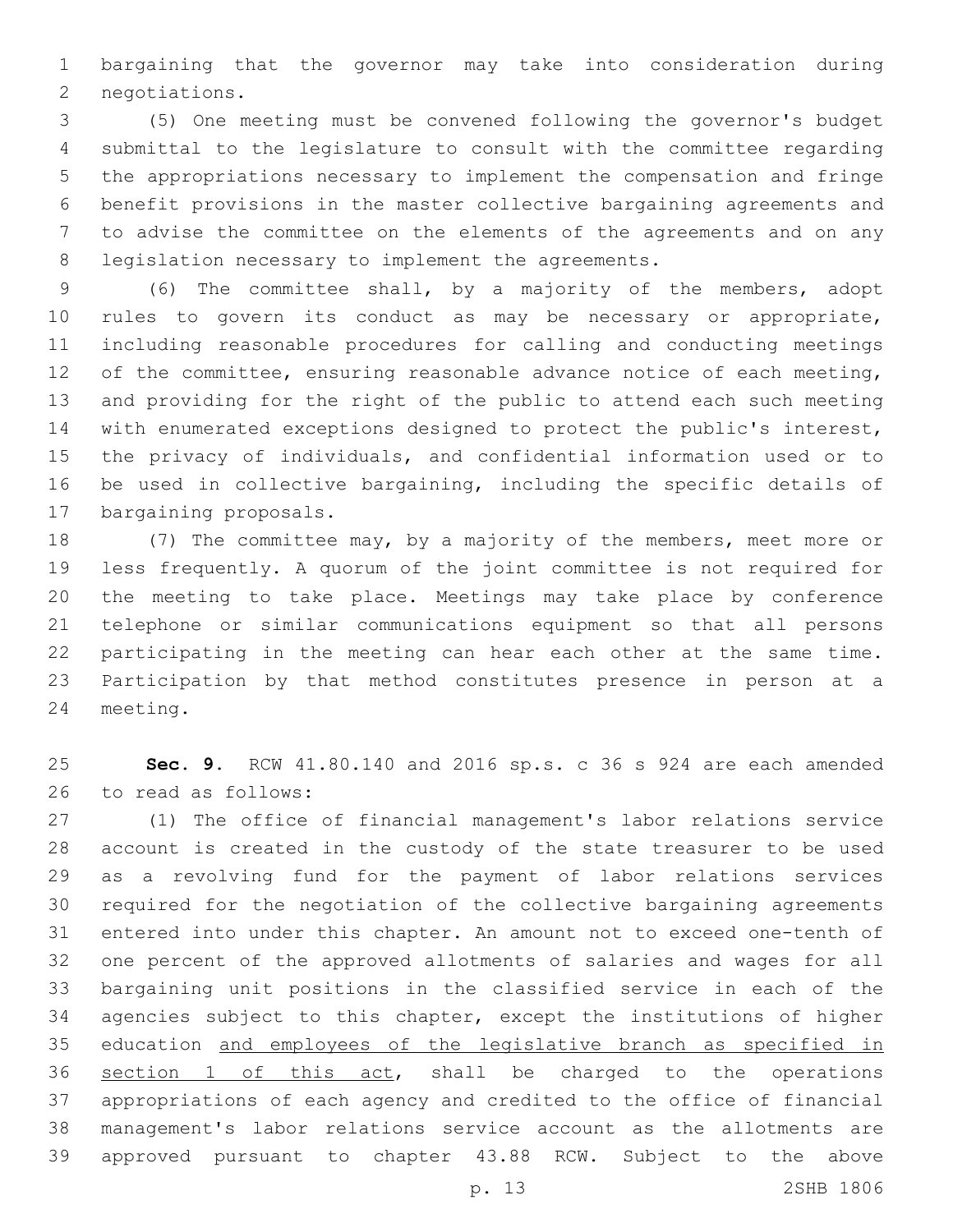bargaining that the governor may take into consideration during negotiations.

(5) One meeting must be convened following the governor's budget submittal to the legislature to consult with the committee regarding the appropriations necessary to implement the compensation and fringe benefit provisions in the master collective bargaining agreements and to advise the committee on the elements of the agreements and on any legislation necessary to implement the agreements.

(6) The committee shall, by a majority of the members, adopt rules to govern its conduct as may be necessary or appropriate, including reasonable procedures for calling and conducting meetings of the committee, ensuring reasonable advance notice of each meeting, and providing for the right of the public to attend each such meeting with enumerated exceptions designed to protect the public's interest, the privacy of individuals, and confidential information used or to be used in collective bargaining, including the specific details of bargaining proposals.

(7) The committee may, by a majority of the members, meet more or less frequently. A quorum of the joint committee is not required for the meeting to take place. Meetings may take place by conference telephone or similar communications equipment so that all persons participating in the meeting can hear each other at the same time. Participation by that method constitutes presence in person at a meeting.

**Sec. 9.** RCW 41.80.140 and 2016 sp.s. c 36 s 924 are each amended to read as follows:

(1) The office of financial management's labor relations service account is created in the custody of the state treasurer to be used as a revolving fund for the payment of labor relations services required for the negotiation of the collective bargaining agreements entered into under this chapter. An amount not to exceed one-tenth of one percent of the approved allotments of salaries and wages for all bargaining unit positions in the classified service in each of the agencies subject to this chapter, except the institutions of higher education <u>and employees of the legislative branch as specified in section 1 of this act</u>, shall be charged to the operations appropriations of each agency and credited to the office of financial management's labor relations service account as the allotments are approved pursuant to chapter 43.88 RCW. Subject to the above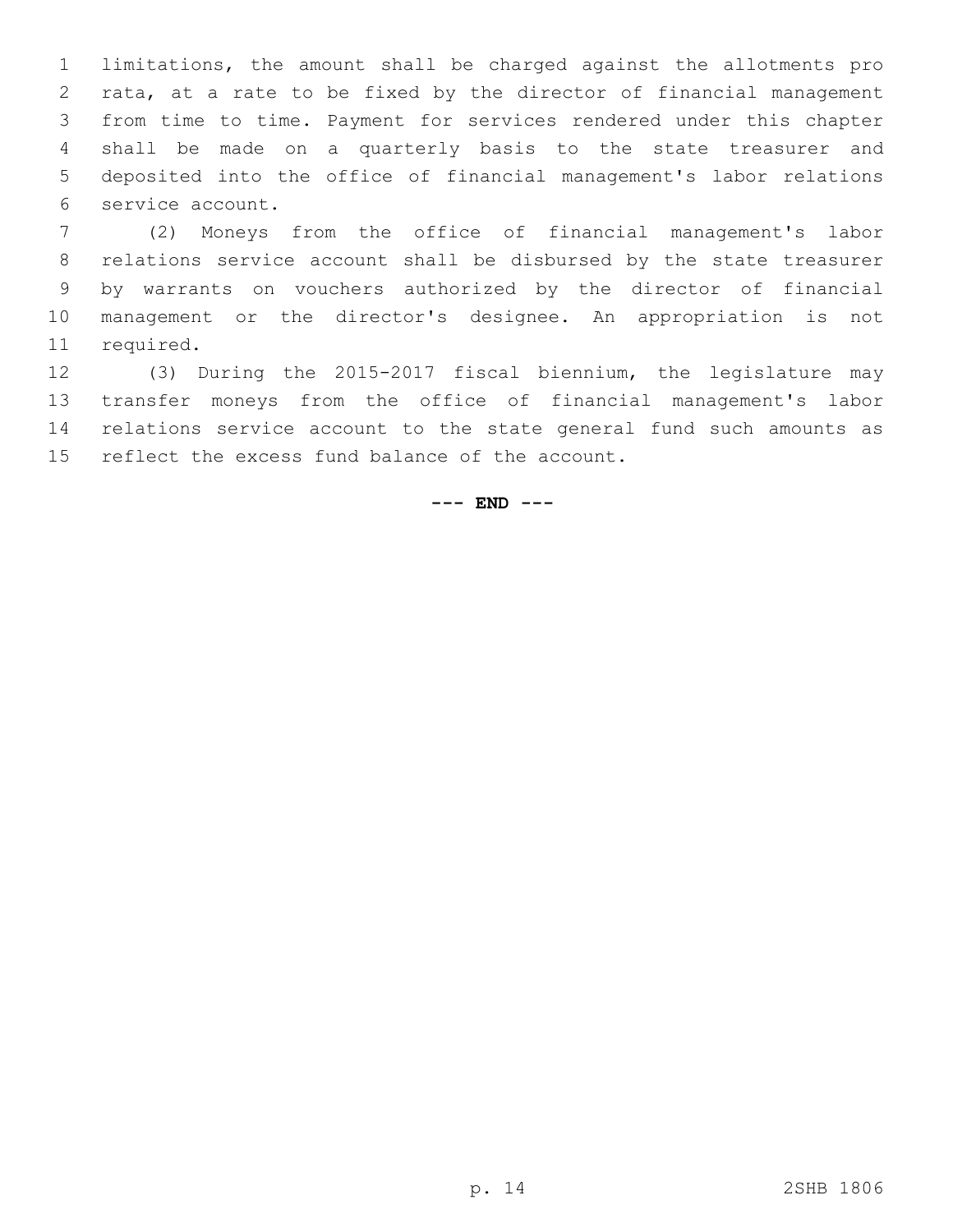limitations, the amount shall be charged against the allotments pro rata, at a rate to be fixed by the director of financial management from time to time. Payment for services rendered under this chapter shall be made on a quarterly basis to the state treasurer and deposited into the office of financial management's labor relations service account.

(2) Moneys from the office of financial management's labor relations service account shall be disbursed by the state treasurer by warrants on vouchers authorized by the director of financial management or the director's designee. An appropriation is not required.

(3) During the 2015-2017 fiscal biennium, the legislature may transfer moneys from the office of financial management's labor relations service account to the state general fund such amounts as reflect the excess fund balance of the account.

**--- END ---**